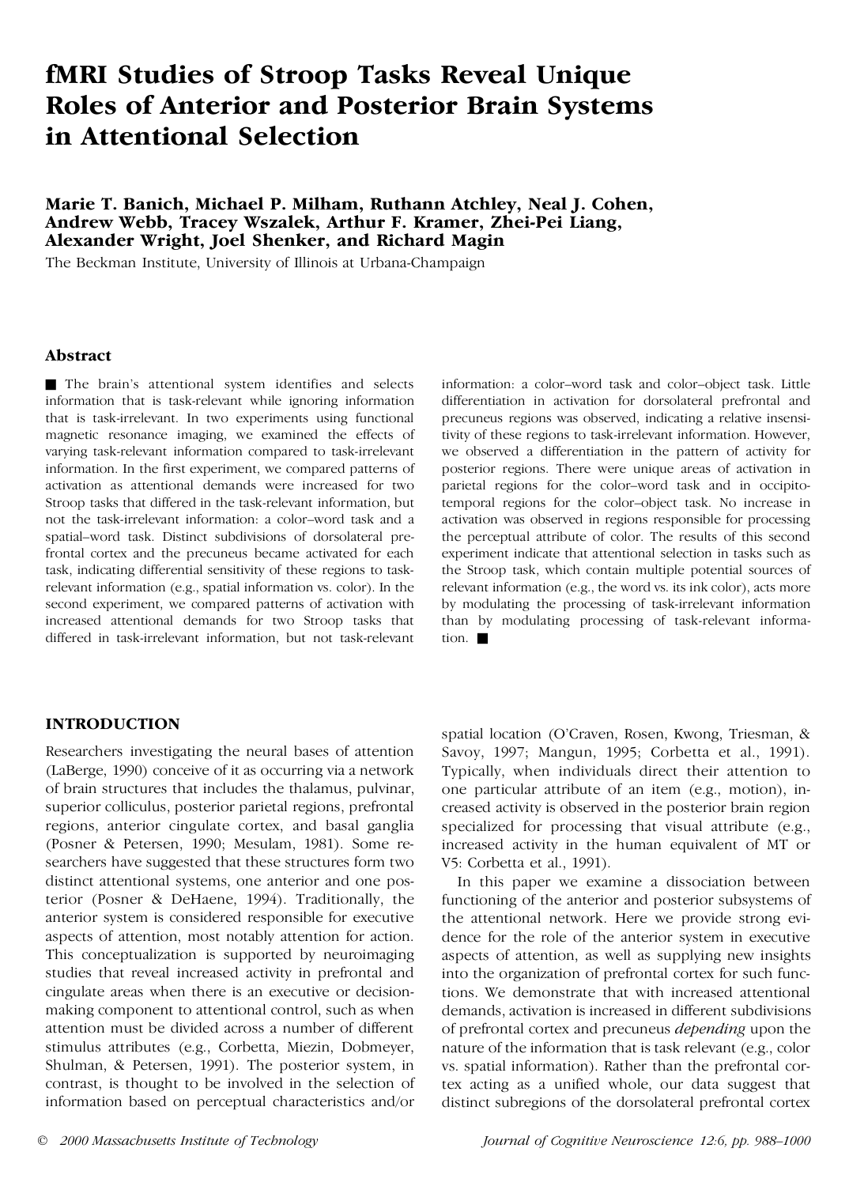# fMRI Studies of Stroop Tasks Reveal Unique Roles of Anterior and Posterior Brain Systems in Attentional Selection

**Marie T. Banich, Michael P. Milham, Ruthann Atchley, Neal J. Cohen, Andrew Webb, Tracey Wszalek, Arthur F. Kramer, Zhei-Pei Liang, Alexander Wright, Joel Shenker, and Richard Magin**

The Beckman Institute, University of Illinois at Urbana-Champaign

## Abstract

■ The brain's attentional system identifies and selects information that is task-relevant while ignoring information that is task-irrelevant. In two experiments using functional magnetic resonance imaging, we examined the effects of varying task-relevant information compared to task-irrelevant information. In the first experiment, we compared patterns of activation as attentional demands were increased for two Stroop tasks that differed in the task-relevant information, but not the task-irrelevant information: a color–word task and a spatial–word task. Distinct subdivisions of dorsolateral prefrontal cortex and the precuneus became activated for each task, indicating differential sensitivity of these regions to task-relevant information (e.g., spatial information vs. color). In the second experiment, we compared patterns of activation with increased attentional demands for two Stroop tasks that differed in task-irrelevant information, but not task-relevant information: a color–word task and color–object task. Little differentiation in activation for dorsolateral prefrontal and precuneus regions was observed, indicating a relative insensitivity of these regions to task-irrelevant information. However, we observed a differentiation in the pattern of activity for posterior regions. There were unique areas of activation in parietal regions for the color–word task and in occipito-temporal regions for the color–object task. No increase in activation was observed in regions responsible for processing the perceptual attribute of color. The results of this second experiment indicate that attentional selection in tasks such as the Stroop task, which contain multiple potential sources of relevant information (e.g., the word vs. its ink color), acts more by modulating the processing of task-irrelevant information than by modulating processing of task-relevant information. ■

## INTRODUCTION

Researchers investigating the neural bases of attention (LaBerge, 1990) conceive of it as occurring via a network of brain structures that includes the thalamus, pulvinar, superior colliculus, posterior parietal regions, prefrontal regions, anterior cingulate cortex, and basal ganglia (Posner & Petersen, 1990; Mesulam, 1981). Some researchers have suggested that these structures form two distinct attentional systems, one anterior and one posterior (Posner & DeHaene, 1994). Traditionally, the anterior system is considered responsible for executive aspects of attention, most notably attention for action. This conceptualization is supported by neuroimaging studies that reveal increased activity in prefrontal and cingulate areas when there is an executive or decision-making component to attentional control, such as when attention must be divided across a number of different stimulus attributes (e.g., Corbetta, Miezin, Dobmeyer, Shulman, & Petersen, 1991). The posterior system, in contrast, is thought to be involved in the selection of information based on perceptual characteristics and/or spatial location (O'Craven, Rosen, Kwong, Triesman, & Savoy, 1997; Mangun, 1995; Corbetta et al., 1991). Typically, when individuals direct their attention to one particular attribute of an item (e.g., motion), increased activity is observed in the posterior brain region specialized for processing that visual attribute (e.g., increased activity in the human equivalent of MT or V5: Corbetta et al., 1991).

In this paper we examine a dissociation between functioning of the anterior and posterior subsystems of the attentional network. Here we provide strong evidence for the role of the anterior system in executive aspects of attention, as well as supplying new insights into the organization of prefrontal cortex for such functions. We demonstrate that with increased attentional demands, activation is increased in different subdivisions of prefrontal cortex and precuneus *depending* upon the nature of the information that is task relevant (e.g., color vs. spatial information). Rather than the prefrontal cortex acting as a unified whole, our data suggest that distinct subregions of the dorsolateral prefrontal cortex

© 2000 Massachusetts Institute of Technology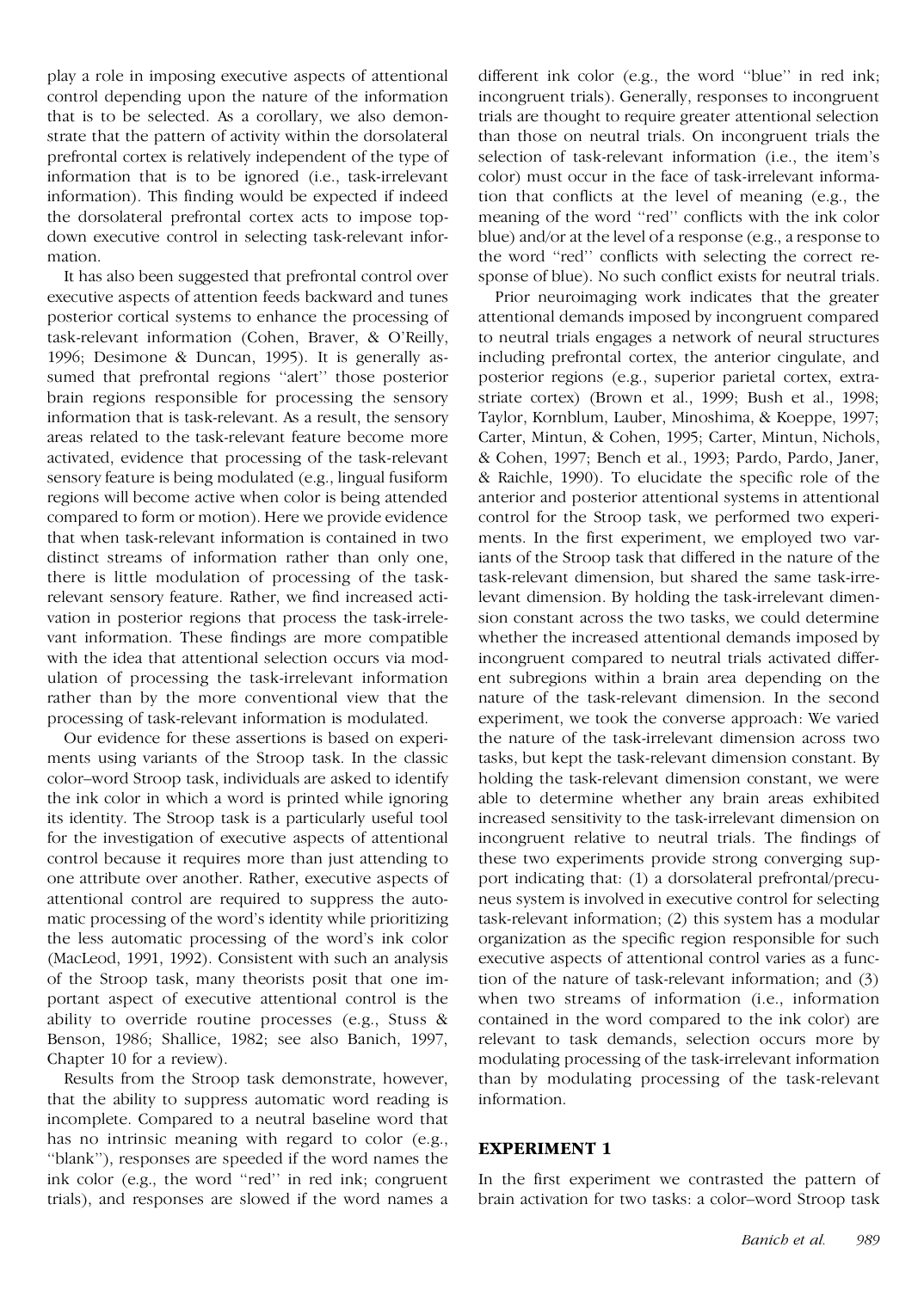play a role in imposing executive aspects of attentional control depending upon the nature of the information that is to be selected. As a corollary, we also demonstrate that the pattern of activity within the dorsolateral prefrontal cortex is relatively independent of the type of information that is to be ignored (i.e., task-irrelevant information). This finding would be expected if indeed the dorsolateral prefrontal cortex acts to impose top-down executive control in selecting task-relevant information.

It has also been suggested that prefrontal control over executive aspects of attention feeds backward and tunes posterior cortical systems to enhance the processing of task-relevant information (Cohen, Braver, & O'Reilly, 1996; Desimone & Duncan, 1995). It is generally assumed that prefrontal regions "alert" those posterior brain regions responsible for processing the sensory information that is task-relevant. As a result, the sensory areas related to the task-relevant feature become more activated, evidence that processing of the task-relevant sensory feature is being modulated (e.g., lingual fusiform regions will become active when color is being attended compared to form or motion). Here we provide evidence that when task-relevant information is contained in two distinct streams of information rather than only one, there is little modulation of processing of the task-relevant sensory feature. Rather, we find increased activation in posterior regions that process the task-irrelevant information. These findings are more compatible with the idea that attentional selection occurs via modulation of processing the task-irrelevant information rather than by the more conventional view that the processing of task-relevant information is modulated.

Our evidence for these assertions is based on experiments using variants of the Stroop task. In the classic color–word Stroop task, individuals are asked to identify the ink color in which a word is printed while ignoring its identity. The Stroop task is a particularly useful tool for the investigation of executive aspects of attentional control because it requires more than just attending to one attribute over another. Rather, executive aspects of attentional control are required to suppress the automatic processing of the word's identity while prioritizing the less automatic processing of the word's ink color (MacLeod, 1991, 1992). Consistent with such an analysis of the Stroop task, many theorists posit that one important aspect of executive attentional control is the ability to override routine processes (e.g., Stuss & Benson, 1986; Shallice, 1982; see also Banich, 1997, Chapter 10 for a review).

Results from the Stroop task demonstrate, however, that the ability to suppress automatic word reading is incomplete. Compared to a neutral baseline word that has no intrinsic meaning with regard to color (e.g., "blank"), responses are speeded if the word names the ink color (e.g., the word "red" in red ink; congruent trials), and responses are slowed if the word names a different ink color (e.g., the word "blue" in red ink; incongruent trials). Generally, responses to incongruent trials are thought to require greater attentional selection than those on neutral trials. On incongruent trials the selection of task-relevant information (i.e., the item's color) must occur in the face of task-irrelevant information that conflicts at the level of meaning (e.g., the meaning of the word "red" conflicts with the ink color blue) and/or at the level of a response (e.g., a response to the word "red" conflicts with selecting the correct response of blue). No such conflict exists for neutral trials.

Prior neuroimaging work indicates that the greater attentional demands imposed by incongruent compared to neutral trials engages a network of neural structures including prefrontal cortex, the anterior cingulate, and posterior regions (e.g., superior parietal cortex, extrastriate cortex) (Brown et al., 1999; Bush et al., 1998; Taylor, Kornblum, Lauber, Minoshima, & Koeppe, 1997; Carter, Mintun, & Cohen, 1995; Carter, Mintun, Nichols, & Cohen, 1997; Bench et al., 1993; Pardo, Pardo, Janer, & Raichle, 1990). To elucidate the specific role of the anterior and posterior attentional systems in attentional control for the Stroop task, we performed two experiments. In the first experiment, we employed two variants of the Stroop task that differed in the nature of the task-relevant dimension, but shared the same task-irrelevant dimension. By holding the task-irrelevant dimension constant across the two tasks, we could determine whether the increased attentional demands imposed by incongruent compared to neutral trials activated different subregions within a brain area depending on the nature of the task-relevant dimension. In the second experiment, we took the converse approach: We varied the nature of the task-irrelevant dimension across two tasks, but kept the task-relevant dimension constant. By holding the task-relevant dimension constant, we were able to determine whether any brain areas exhibited increased sensitivity to the task-irrelevant dimension on incongruent relative to neutral trials. The findings of these two experiments provide strong converging support indicating that: (1) a dorsolateral prefrontal/precuneus system is involved in executive control for selecting task-relevant information; (2) this system has a modular organization as the specific region responsible for such executive aspects of attentional control varies as a function of the nature of task-relevant information; and (3) when two streams of information (i.e., information contained in the word compared to the ink color) are relevant to task demands, selection occurs more by modulating processing of the task-irrelevant information than by modulating processing of the task-relevant information.

## EXPERIMENT 1

In the first experiment we contrasted the pattern of brain activation for two tasks: a color–word Stroop task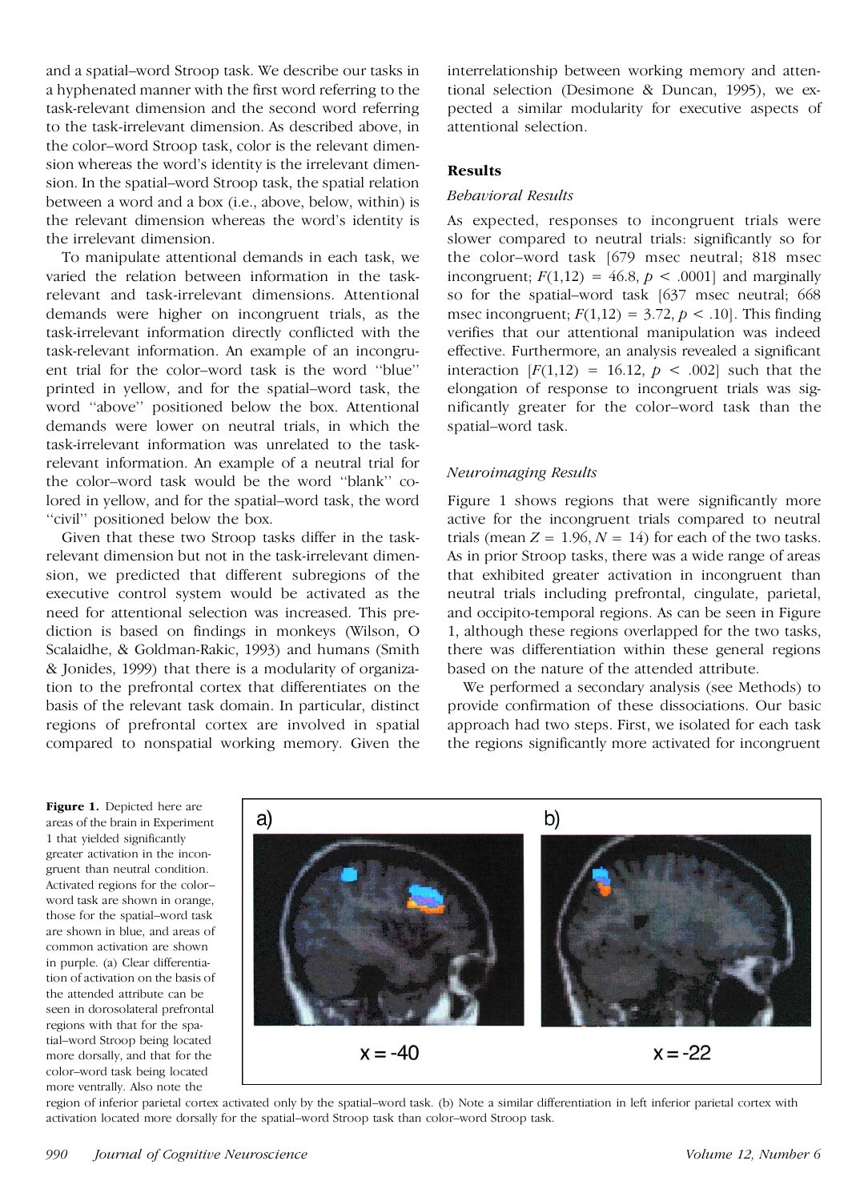and a spatial–word Stroop task. We describe our tasks in a hyphenated manner with the first word referring to the task-relevant dimension and the second word referring to the task-irrelevant dimension. As described above, in the color–word Stroop task, color is the relevant dimension whereas the word's identity is the irrelevant dimension. In the spatial–word Stroop task, the spatial relation between a word and a box (i.e., above, below, within) is the relevant dimension whereas the word's identity is the irrelevant dimension.

To manipulate attentional demands in each task, we varied the relation between information in the task-relevant and task-irrelevant dimensions. Attentional demands were higher on incongruent trials, as the task-irrelevant information directly conflicted with the task-relevant information. An example of an incongruent trial for the color–word task is the word "blue" printed in yellow, and for the spatial–word task, the word "above" positioned below the box. Attentional demands were lower on neutral trials, in which the task-irrelevant information was unrelated to the task-relevant information. An example of a neutral trial for the color–word task would be the word "blank" colored in yellow, and for the spatial–word task, the word "civil" positioned below the box.

Given that these two Stroop tasks differ in the task-relevant dimension but not in the task-irrelevant dimension, we predicted that different subregions of the executive control system would be activated as the need for attentional selection was increased. This prediction is based on findings in monkeys (Wilson, O Scalaidhe, & Goldman-Rakic, 1993) and humans (Smith & Jonides, 1999) that there is a modularity of organization to the prefrontal cortex that differentiates on the basis of the relevant task domain. In particular, distinct regions of prefrontal cortex are involved in spatial compared to nonspatial working memory. Given the interrelationship between working memory and attentional selection (Desimone & Duncan, 1995), we expected a similar modularity for executive aspects of attentional selection.

## Results

### *Behavioral Results*

As expected, responses to incongruent trials were slower compared to neutral trials: significantly so for the color–word task [679 msec neutral; 818 msec incongruent; $F(1,12) = 46.8$, $p < .0001$] and marginally so for the spatial–word task [637 msec neutral; 668 msec incongruent; $F(1,12) = 3.72$, $p < .10$]. This finding verifies that our attentional manipulation was indeed effective. Furthermore, an analysis revealed a significant interaction [$F(1,12) = 16.12$, $p < .002$] such that the elongation of response to incongruent trials was significantly greater for the color–word task than the spatial–word task.

### *Neuroimaging Results*

Figure 1 shows regions that were significantly more active for the incongruent trials compared to neutral trials (mean $Z = 1.96$, $N = 14$) for each of the two tasks. As in prior Stroop tasks, there was a wide range of areas that exhibited greater activation in incongruent than neutral trials including prefrontal, cingulate, parietal, and occipito-temporal regions. As can be seen in Figure 1, although these regions overlapped for the two tasks, there was differentiation within these general regions based on the nature of the attended attribute.

We performed a secondary analysis (see Methods) to provide confirmation of these dissociations. Our basic approach had two steps. First, we isolated for each task the regions significantly more activated for incongruent

**Figure 1.** Depicted here are areas of the brain in Experiment 1 that yielded significantly greater activation in the incongruent than neutral condition. Activated regions for the color–word task are shown in orange, those for the spatial–word task are shown in blue, and areas of common activation are shown in purple. (a) Clear differentiation of activation on the basis of the attended attribute can be seen in dorsolateral prefrontal regions with that for the spatial–word Stroop being located more dorsally, and that for the color–word task being located more ventrally. Also note the region of inferior parietal cortex activated only by the spatial–word task. (b) Note a similar differentiation in left inferior parietal cortex with activation located more dorsally for the spatial–word Stroop task than color–word Stroop task.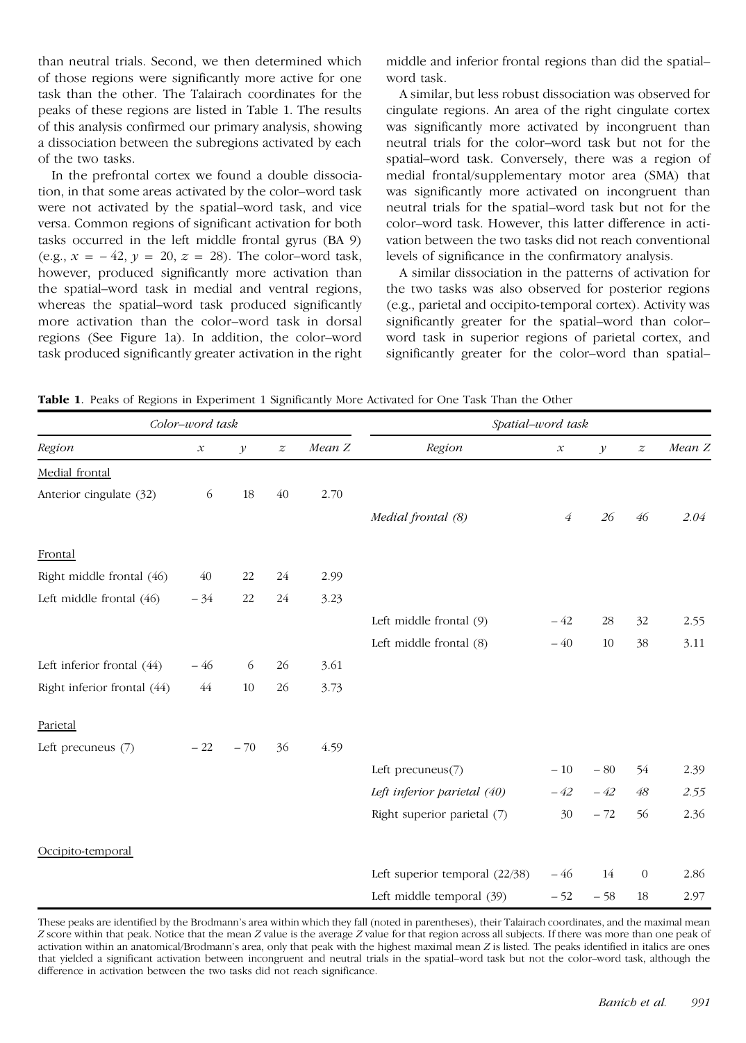than neutral trials. Second, we then determined which of those regions were significantly more active for one task than the other. The Talairach coordinates for the peaks of these regions are listed in Table 1. The results of this analysis confirmed our primary analysis, showing a dissociation between the subregions activated by each of the two tasks.

In the prefrontal cortex we found a double dissociation, in that some areas activated by the color–word task were not activated by the spatial–word task, and vice versa. Common regions of significant activation for both tasks occurred in the left middle frontal gyrus (BA 9) (e.g., $x = -42$, $y = 20$, $z = 28$). The color–word task, however, produced significantly more activation than the spatial–word task in medial and ventral regions, whereas the spatial–word task produced significantly more activation than the color–word task in dorsal regions (See Figure 1a). In addition, the color–word task produced significantly greater activation in the right middle and inferior frontal regions than did the spatial–word task.

A similar, but less robust dissociation was observed for cingulate regions. An area of the right cingulate cortex was significantly more activated by incongruent than neutral trials for the color–word task but not for the spatial–word task. Conversely, there was a region of medial frontal/supplementary motor area (SMA) that was significantly more activated on incongruent than neutral trials for the spatial–word task but not for the color–word task. However, this latter difference in activation between the two tasks did not reach conventional levels of significance in the confirmatory analysis.

A similar dissociation in the patterns of activation for the two tasks was also observed for posterior regions (e.g., parietal and occipito-temporal cortex). Activity was significantly greater for the spatial–word than color–word task in superior regions of parietal cortex, and significantly greater for the color–word than spatial–

**Table 1**. Peaks of Regions in Experiment 1 Significantly More Activated for One Task Than the Other

| *Color–word task* | | | | | *Spatial–word task* | | | | |
|---|---|---|---|---|---|---|---|---|---|
| *Region* | *x* | *y* | *z* | *Mean Z* | *Region* | *x* | *y* | *z* | *Mean Z* |
| Medial frontal | | | | | | | | | |
| Anterior cingulate (32) | 6 | 18 | 40 | 2.70 | | | | | |
| | | | | | *Medial frontal (8)* | *4* | *26* | *46* | *2.04* |
| Frontal | | | | | | | | | |
| Right middle frontal (46) | 40 | 22 | 24 | 2.99 | | | | | |
| Left middle frontal (46) | −34 | 22 | 24 | 3.23 | | | | | |
| | | | | | Left middle frontal (9) | −42 | 28 | 32 | 2.55 |
| | | | | | Left middle frontal (8) | −40 | 10 | 38 | 3.11 |
| Left inferior frontal (44) | −46 | 6 | 26 | 3.61 | | | | | |
| Right inferior frontal (44) | 44 | 10 | 26 | 3.73 | | | | | |
| Parietal | | | | | | | | | |
| Left precuneus (7) | −22 | −70 | 36 | 4.59 | | | | | |
| | | | | | Left precuneus(7) | −10 | −80 | 54 | 2.39 |
| | | | | | *Left inferior parietal (40)* | *−42* | *−42* | *48* | *2.55* |
| | | | | | Right superior parietal (7) | 30 | −72 | 56 | 2.36 |
| Occipito-temporal | | | | | | | | | |
| | | | | | Left superior temporal (22/38) | −46 | 14 | 0 | 2.86 |
| | | | | | Left middle temporal (39) | −52 | −58 | 18 | 2.97 |

These peaks are identified by the Brodmann's area within which they fall (noted in parentheses), their Talairach coordinates, and the maximal mean *Z* score within that peak. Notice that the mean *Z* value is the average *Z* value for that region across all subjects. If there was more than one peak of activation within an anatomical/Brodmann's area, only that peak with the highest maximal mean *Z* is listed. The peaks identified in italics are ones that yielded a significant activation between incongruent and neutral trials in the spatial–word task but not the color–word task, although the difference in activation between the two tasks did not reach significance.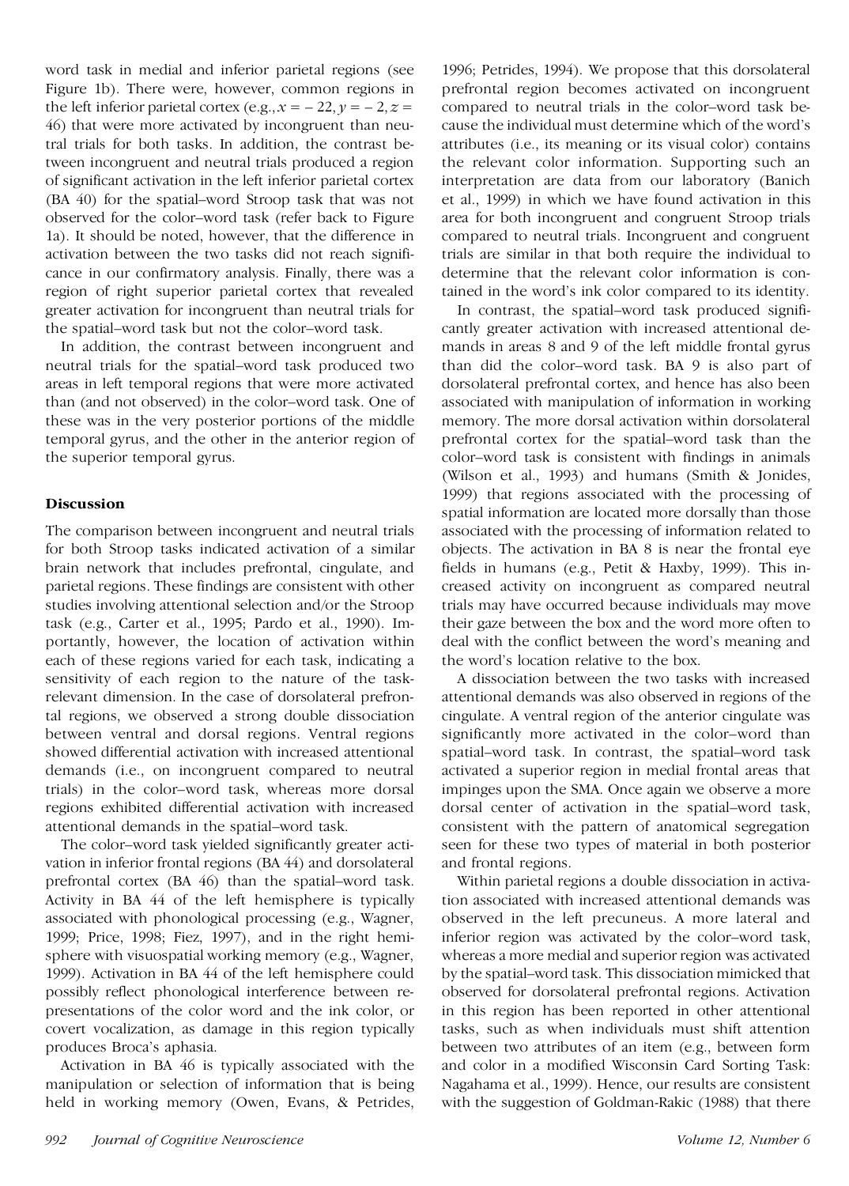word task in medial and inferior parietal regions (see Figure 1b). There were, however, common regions in the left inferior parietal cortex (e.g., $x = -22, y = -2, z = 46$) that were more activated by incongruent than neutral trials for both tasks. In addition, the contrast between incongruent and neutral trials produced a region of significant activation in the left inferior parietal cortex (BA 40) for the spatial–word Stroop task that was not observed for the color–word task (refer back to Figure 1a). It should be noted, however, that the difference in activation between the two tasks did not reach significance in our confirmatory analysis. Finally, there was a region of right superior parietal cortex that revealed greater activation for incongruent than neutral trials for the spatial–word task but not the color–word task.

In addition, the contrast between incongruent and neutral trials for the spatial–word task produced two areas in left temporal regions that were more activated than (and not observed) in the color–word task. One of these was in the very posterior portions of the middle temporal gyrus, and the other in the anterior region of the superior temporal gyrus.

## Discussion

The comparison between incongruent and neutral trials for both Stroop tasks indicated activation of a similar brain network that includes prefrontal, cingulate, and parietal regions. These findings are consistent with other studies involving attentional selection and/or the Stroop task (e.g., Carter et al., 1995; Pardo et al., 1990). Importantly, however, the location of activation within each of these regions varied for each task, indicating a sensitivity of each region to the nature of the task-relevant dimension. In the case of dorsolateral prefrontal regions, we observed a strong double dissociation between ventral and dorsal regions. Ventral regions showed differential activation with increased attentional demands (i.e., on incongruent compared to neutral trials) in the color–word task, whereas more dorsal regions exhibited differential activation with increased attentional demands in the spatial–word task.

The color–word task yielded significantly greater activation in inferior frontal regions (BA 44) and dorsolateral prefrontal cortex (BA 46) than the spatial–word task. Activity in BA 44 of the left hemisphere is typically associated with phonological processing (e.g., Wagner, 1999; Price, 1998; Fiez, 1997), and in the right hemisphere with visuospatial working memory (e.g., Wagner, 1999). Activation in BA 44 of the left hemisphere could possibly reflect phonological interference between representations of the color word and the ink color, or covert vocalization, as damage in this region typically produces Broca's aphasia.

Activation in BA 46 is typically associated with the manipulation or selection of information that is being held in working memory (Owen, Evans, & Petrides, 1996; Petrides, 1994). We propose that this dorsolateral prefrontal region becomes activated on incongruent compared to neutral trials in the color–word task because the individual must determine which of the word's attributes (i.e., its meaning or its visual color) contains the relevant color information. Supporting such an interpretation are data from our laboratory (Banich et al., 1999) in which we have found activation in this area for both incongruent and congruent Stroop trials compared to neutral trials. Incongruent and congruent trials are similar in that both require the individual to determine that the relevant color information is contained in the word's ink color compared to its identity.

In contrast, the spatial–word task produced significantly greater activation with increased attentional demands in areas 8 and 9 of the left middle frontal gyrus than did the color–word task. BA 9 is also part of dorsolateral prefrontal cortex, and hence has also been associated with manipulation of information in working memory. The more dorsal activation within dorsolateral prefrontal cortex for the spatial–word task than the color–word task is consistent with findings in animals (Wilson et al., 1993) and humans (Smith & Jonides, 1999) that regions associated with the processing of spatial information are located more dorsally than those associated with the processing of information related to objects. The activation in BA 8 is near the frontal eye fields in humans (e.g., Petit & Haxby, 1999). This increased activity on incongruent as compared neutral trials may have occurred because individuals may move their gaze between the box and the word more often to deal with the conflict between the word's meaning and the word's location relative to the box.

A dissociation between the two tasks with increased attentional demands was also observed in regions of the cingulate. A ventral region of the anterior cingulate was significantly more activated in the color–word than spatial–word task. In contrast, the spatial–word task activated a superior region in medial frontal areas that impinges upon the SMA. Once again we observe a more dorsal center of activation in the spatial–word task, consistent with the pattern of anatomical segregation seen for these two types of material in both posterior and frontal regions.

Within parietal regions a double dissociation in activation associated with increased attentional demands was observed in the left precuneus. A more lateral and inferior region was activated by the color–word task, whereas a more medial and superior region was activated by the spatial–word task. This dissociation mimicked that observed for dorsolateral prefrontal regions. Activation in this region has been reported in other attentional tasks, such as when individuals must shift attention between two attributes of an item (e.g., between form and color in a modified Wisconsin Card Sorting Task: Nagahama et al., 1999). Hence, our results are consistent with the suggestion of Goldman-Rakic (1988) that there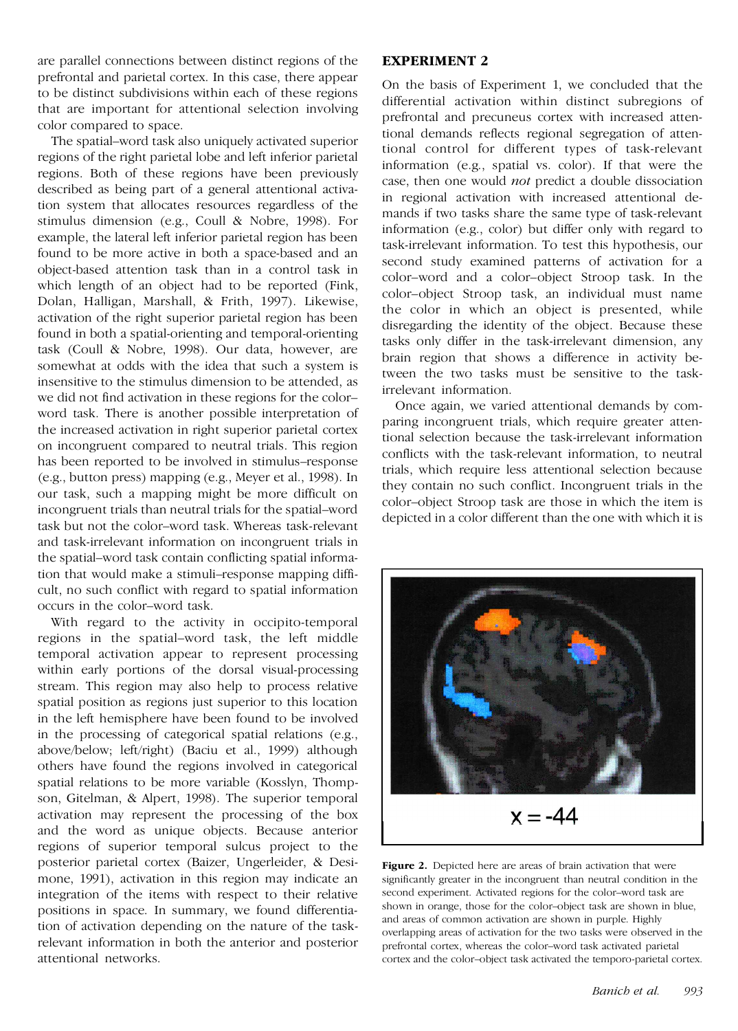are parallel connections between distinct regions of the prefrontal and parietal cortex. In this case, there appear to be distinct subdivisions within each of these regions that are important for attentional selection involving color compared to space.

The spatial–word task also uniquely activated superior regions of the right parietal lobe and left inferior parietal regions. Both of these regions have been previously described as being part of a general attentional activation system that allocates resources regardless of the stimulus dimension (e.g., Coull & Nobre, 1998). For example, the lateral left inferior parietal region has been found to be more active in both a space-based and an object-based attention task than in a control task in which length of an object had to be reported (Fink, Dolan, Halligan, Marshall, & Frith, 1997). Likewise, activation of the right superior parietal region has been found in both a spatial-orienting and temporal-orienting task (Coull & Nobre, 1998). Our data, however, are somewhat at odds with the idea that such a system is insensitive to the stimulus dimension to be attended, as we did not find activation in these regions for the color–word task. There is another possible interpretation of the increased activation in right superior parietal cortex on incongruent compared to neutral trials. This region has been reported to be involved in stimulus–response (e.g., button press) mapping (e.g., Meyer et al., 1998). In our task, such a mapping might be more difficult on incongruent trials than neutral trials for the spatial–word task but not the color–word task. Whereas task-relevant and task-irrelevant information on incongruent trials in the spatial–word task contain conflicting spatial information that would make a stimuli–response mapping difficult, no such conflict with regard to spatial information occurs in the color–word task.

With regard to the activity in occipito-temporal regions in the spatial–word task, the left middle temporal activation appear to represent processing within early portions of the dorsal visual-processing stream. This region may also help to process relative spatial position as regions just superior to this location in the left hemisphere have been found to be involved in the processing of categorical spatial relations (e.g., above/below; left/right) (Baciu et al., 1999) although others have found the regions involved in categorical spatial relations to be more variable (Kosslyn, Thompson, Gitelman, & Alpert, 1998). The superior temporal activation may represent the processing of the box and the word as unique objects. Because anterior regions of superior temporal sulcus project to the posterior parietal cortex (Baizer, Ungerleider, & Desimone, 1991), activation in this region may indicate an integration of the items with respect to their relative positions in space. In summary, we found differentiation of activation depending on the nature of the task-relevant information in both the anterior and posterior attentional networks.

## EXPERIMENT 2

On the basis of Experiment 1, we concluded that the differential activation within distinct subregions of prefrontal and precuneus cortex with increased attentional demands reflects regional segregation of attentional control for different types of task-relevant information (e.g., spatial vs. color). If that were the case, then one would *not* predict a double dissociation in regional activation with increased attentional demands if two tasks share the same type of task-relevant information (e.g., color) but differ only with regard to task-irrelevant information. To test this hypothesis, our second study examined patterns of activation for a color–word and a color–object Stroop task. In the color–object Stroop task, an individual must name the color in which an object is presented, while disregarding the identity of the object. Because these tasks only differ in the task-irrelevant dimension, any brain region that shows a difference in activity between the two tasks must be sensitive to the task-irrelevant information.

Once again, we varied attentional demands by comparing incongruent trials, which require greater attentional selection because the task-irrelevant information conflicts with the task-relevant information, to neutral trials, which require less attentional selection because they contain no such conflict. Incongruent trials in the color–object Stroop task are those in which the item is depicted in a color different than the one with which it is

x = -44

**Figure 2.** Depicted here are areas of brain activation that were significantly greater in the incongruent than neutral condition in the second experiment. Activated regions for the color–word task are shown in orange, those for the color–object task are shown in blue, and areas of common activation are shown in purple. Highly overlapping areas of activation for the two tasks were observed in the prefrontal cortex, whereas the color–word task activated parietal cortex and the color–object task activated the temporo-parietal cortex.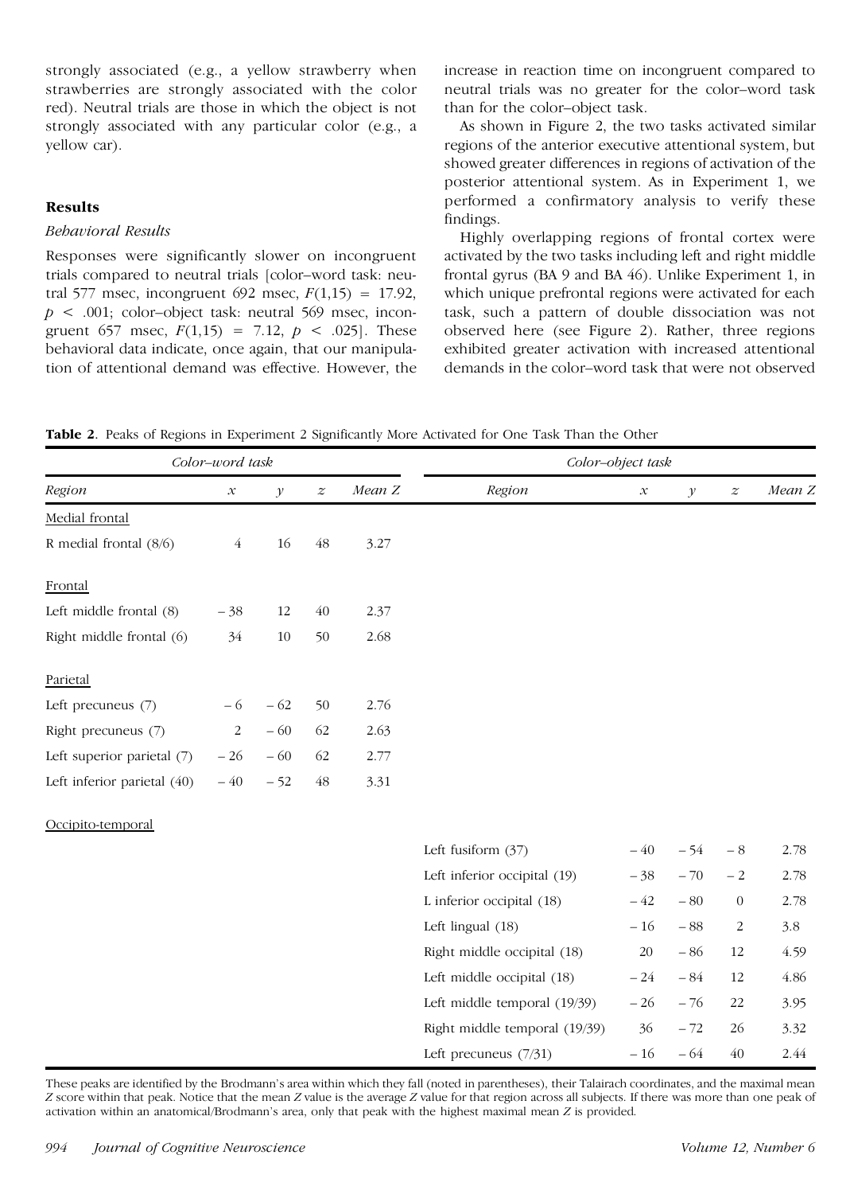strongly associated (e.g., a yellow strawberry when strawberries are strongly associated with the color red). Neutral trials are those in which the object is not strongly associated with any particular color (e.g., a yellow car).

## Results

### *Behavioral Results*

Responses were significantly slower on incongruent trials compared to neutral trials [color–word task: neutral 577 msec, incongruent 692 msec, $F(1,15) = 17.92$, $p < .001$; color–object task: neutral 569 msec, incongruent 657 msec, $F(1,15) = 7.12$, $p < .025$]. These behavioral data indicate, once again, that our manipulation of attentional demand was effective. However, the increase in reaction time on incongruent compared to neutral trials was no greater for the color–word task than for the color–object task.

As shown in Figure 2, the two tasks activated similar regions of the anterior executive attentional system, but showed greater differences in regions of activation of the posterior attentional system. As in Experiment 1, we performed a confirmatory analysis to verify these findings.

Highly overlapping regions of frontal cortex were activated by the two tasks including left and right middle frontal gyrus (BA 9 and BA 46). Unlike Experiment 1, in which unique prefrontal regions were activated for each task, such a pattern of double dissociation was not observed here (see Figure 2). Rather, three regions exhibited greater activation with increased attentional demands in the color–word task that were not observed

**Table 2**. Peaks of Regions in Experiment 2 Significantly More Activated for One Task Than the Other

| *Color–word task* | | | | | *Color–object task* | | | | |
|---|---|---|---|---|---|---|---|---|---|
| *Region* | $x$ | $y$ | $z$ | *Mean Z* | *Region* | $x$ | $y$ | $z$ | *Mean Z* |
| Medial frontal | | | | | | | | | |
| R medial frontal (8/6) | 4 | 16 | 48 | 3.27 | | | | | |
| Frontal | | | | | | | | | |
| Left middle frontal (8) | −38 | 12 | 40 | 2.37 | | | | | |
| Right middle frontal (6) | 34 | 10 | 50 | 2.68 | | | | | |
| Parietal | | | | | | | | | |
| Left precuneus (7) | −6 | −62 | 50 | 2.76 | | | | | |
| Right precuneus (7) | 2 | −60 | 62 | 2.63 | | | | | |
| Left superior parietal (7) | −26 | −60 | 62 | 2.77 | | | | | |
| Left inferior parietal (40) | −40 | −52 | 48 | 3.31 | | | | | |
| Occipito-temporal | | | | | | | | | |
| | | | | | Left fusiform (37) | −40 | −54 | −8 | 2.78 |
| | | | | | Left inferior occipital (19) | −38 | −70 | −2 | 2.78 |
| | | | | | L inferior occipital (18) | −42 | −80 | 0 | 2.78 |
| | | | | | Left lingual (18) | −16 | −88 | 2 | 3.8 |
| | | | | | Right middle occipital (18) | 20 | −86 | 12 | 4.59 |
| | | | | | Left middle occipital (18) | −24 | −84 | 12 | 4.86 |
| | | | | | Left middle temporal (19/39) | −26 | −76 | 22 | 3.95 |
| | | | | | Right middle temporal (19/39) | 36 | −72 | 26 | 3.32 |
| | | | | | Left precuneus (7/31) | −16 | −64 | 40 | 2.44 |

These peaks are identified by the Brodmann's area within which they fall (noted in parentheses), their Talairach coordinates, and the maximal mean *Z* score within that peak. Notice that the mean *Z* value is the average *Z* value for that region across all subjects. If there was more than one peak of activation within an anatomical/Brodmann's area, only that peak with the highest maximal mean *Z* is provided.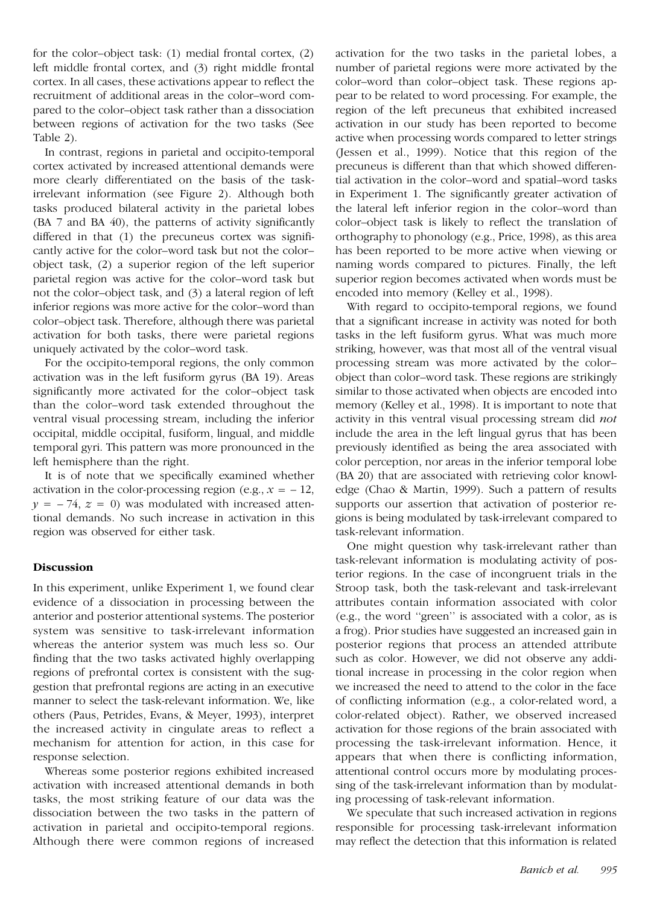for the color–object task: (1) medial frontal cortex, (2) left middle frontal cortex, and (3) right middle frontal cortex. In all cases, these activations appear to reflect the recruitment of additional areas in the color–word compared to the color–object task rather than a dissociation between regions of activation for the two tasks (See Table 2).

In contrast, regions in parietal and occipito-temporal cortex activated by increased attentional demands were more clearly differentiated on the basis of the task-irrelevant information (see Figure 2). Although both tasks produced bilateral activity in the parietal lobes (BA 7 and BA 40), the patterns of activity significantly differed in that (1) the precuneus cortex was significantly active for the color–word task but not the color–object task, (2) a superior region of the left superior parietal region was active for the color–word task but not the color–object task, and (3) a lateral region of left inferior regions was more active for the color–word than color–object task. Therefore, although there was parietal activation for both tasks, there were parietal regions uniquely activated by the color–word task.

For the occipito-temporal regions, the only common activation was in the left fusiform gyrus (BA 19). Areas significantly more activated for the color–object task than the color–word task extended throughout the ventral visual processing stream, including the inferior occipital, middle occipital, fusiform, lingual, and middle temporal gyri. This pattern was more pronounced in the left hemisphere than the right.

It is of note that we specifically examined whether activation in the color-processing region (e.g., $x = -12$, $y = -74$, $z = 0$) was modulated with increased attentional demands. No such increase in activation in this region was observed for either task.

## Discussion

In this experiment, unlike Experiment 1, we found clear evidence of a dissociation in processing between the anterior and posterior attentional systems. The posterior system was sensitive to task-irrelevant information whereas the anterior system was much less so. Our finding that the two tasks activated highly overlapping regions of prefrontal cortex is consistent with the suggestion that prefrontal regions are acting in an executive manner to select the task-relevant information. We, like others (Paus, Petrides, Evans, & Meyer, 1993), interpret the increased activity in cingulate areas to reflect a mechanism for attention for action, in this case for response selection.

Whereas some posterior regions exhibited increased activation with increased attentional demands in both tasks, the most striking feature of our data was the dissociation between the two tasks in the pattern of activation in parietal and occipito-temporal regions. Although there were common regions of increased activation for the two tasks in the parietal lobes, a number of parietal regions were more activated by the color–word than color–object task. These regions appear to be related to word processing. For example, the region of the left precuneus that exhibited increased activation in our study has been reported to become active when processing words compared to letter strings (Jessen et al., 1999). Notice that this region of the precuneus is different than that which showed differential activation in the color–word and spatial–word tasks in Experiment 1. The significantly greater activation of the lateral left inferior region in the color–word than color–object task is likely to reflect the translation of orthography to phonology (e.g., Price, 1998), as this area has been reported to be more active when viewing or naming words compared to pictures. Finally, the left superior region becomes activated when words must be encoded into memory (Kelley et al., 1998).

With regard to occipito-temporal regions, we found that a significant increase in activity was noted for both tasks in the left fusiform gyrus. What was much more striking, however, was that most all of the ventral visual processing stream was more activated by the color–object than color–word task. These regions are strikingly similar to those activated when objects are encoded into memory (Kelley et al., 1998). It is important to note that activity in this ventral visual processing stream did *not* include the area in the left lingual gyrus that has been previously identified as being the area associated with color perception, nor areas in the inferior temporal lobe (BA 20) that are associated with retrieving color knowledge (Chao & Martin, 1999). Such a pattern of results supports our assertion that activation of posterior regions is being modulated by task-irrelevant compared to task-relevant information.

One might question why task-irrelevant rather than task-relevant information is modulating activity of posterior regions. In the case of incongruent trials in the Stroop task, both the task-relevant and task-irrelevant attributes contain information associated with color (e.g., the word ''green'' is associated with a color, as is a frog). Prior studies have suggested an increased gain in posterior regions that process an attended attribute such as color. However, we did not observe any additional increase in processing in the color region when we increased the need to attend to the color in the face of conflicting information (e.g., a color-related word, a color-related object). Rather, we observed increased activation for those regions of the brain associated with processing the task-irrelevant information. Hence, it appears that when there is conflicting information, attentional control occurs more by modulating processing of the task-irrelevant information than by modulating processing of task-relevant information.

We speculate that such increased activation in regions responsible for processing task-irrelevant information may reflect the detection that this information is related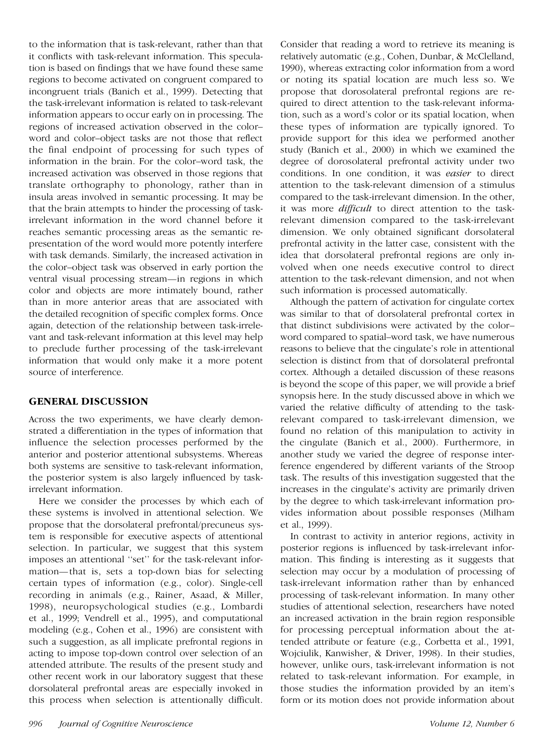to the information that is task-relevant, rather than that it conflicts with task-relevant information. This speculation is based on findings that we have found these same regions to become activated on congruent compared to incongruent trials (Banich et al., 1999). Detecting that the task-irrelevant information is related to task-relevant information appears to occur early on in processing. The regions of increased activation observed in the color–word and color–object tasks are not those that reflect the final endpoint of processing for such types of information in the brain. For the color–word task, the increased activation was observed in those regions that translate orthography to phonology, rather than in insula areas involved in semantic processing. It may be that the brain attempts to hinder the processing of task-irrelevant information in the word channel before it reaches semantic processing areas as the semantic representation of the word would more potently interfere with task demands. Similarly, the increased activation in the color–object task was observed in early portion the ventral visual processing stream—in regions in which color and objects are more intimately bound, rather than in more anterior areas that are associated with the detailed recognition of specific complex forms. Once again, detection of the relationship between task-irrelevant and task-relevant information at this level may help to preclude further processing of the task-irrelevant information that would only make it a more potent source of interference.

## GENERAL DISCUSSION

Across the two experiments, we have clearly demonstrated a differentiation in the types of information that influence the selection processes performed by the anterior and posterior attentional subsystems. Whereas both systems are sensitive to task-relevant information, the posterior system is also largely influenced by task-irrelevant information.

Here we consider the processes by which each of these systems is involved in attentional selection. We propose that the dorsolateral prefrontal/precuneus system is responsible for executive aspects of attentional selection. In particular, we suggest that this system imposes an attentional "set" for the task-relevant information—that is, sets a top-down bias for selecting certain types of information (e.g., color). Single-cell recording in animals (e.g., Rainer, Asaad, & Miller, 1998), neuropsychological studies (e.g., Lombardi et al., 1999; Vendrell et al., 1995), and computational modeling (e.g., Cohen et al., 1996) are consistent with such a suggestion, as all implicate prefrontal regions in acting to impose top-down control over selection of an attended attribute. The results of the present study and other recent work in our laboratory suggest that these dorsolateral prefrontal areas are especially invoked in this process when selection is attentionally difficult. Consider that reading a word to retrieve its meaning is relatively automatic (e.g., Cohen, Dunbar, & McClelland, 1990), whereas extracting color information from a word or noting its spatial location are much less so. We propose that dorosolateral prefrontal regions are required to direct attention to the task-relevant information, such as a word's color or its spatial location, when these types of information are typically ignored. To provide support for this idea we performed another study (Banich et al., 2000) in which we examined the degree of dorosolateral prefrontal activity under two conditions. In one condition, it was *easier* to direct attention to the task-relevant dimension of a stimulus compared to the task-irrelevant dimension. In the other, it was more *difficult* to direct attention to the task-relevant dimension compared to the task-irrelevant dimension. We only obtained significant dorsolateral prefrontal activity in the latter case, consistent with the idea that dorsolateral prefrontal regions are only involved when one needs executive control to direct attention to the task-relevant dimension, and not when such information is processed automatically.

Although the pattern of activation for cingulate cortex was similar to that of dorsolateral prefrontal cortex in that distinct subdivisions were activated by the color–word compared to spatial–word task, we have numerous reasons to believe that the cingulate's role in attentional selection is distinct from that of dorsolateral prefrontal cortex. Although a detailed discussion of these reasons is beyond the scope of this paper, we will provide a brief synopsis here. In the study discussed above in which we varied the relative difficulty of attending to the task-relevant compared to task-irrelevant dimension, we found no relation of this manipulation to activity in the cingulate (Banich et al., 2000). Furthermore, in another study we varied the degree of response interference engendered by different variants of the Stroop task. The results of this investigation suggested that the increases in the cingulate's activity are primarily driven by the degree to which task-irrelevant information provides information about possible responses (Milham et al., 1999).

In contrast to activity in anterior regions, activity in posterior regions is influenced by task-irrelevant information. This finding is interesting as it suggests that selection may occur by a modulation of processing of task-irrelevant information rather than by enhanced processing of task-relevant information. In many other studies of attentional selection, researchers have noted an increased activation in the brain region responsible for processing perceptual information about the attended attribute or feature (e.g., Corbetta et al., 1991, Wojciulik, Kanwisher, & Driver, 1998). In their studies, however, unlike ours, task-irrelevant information is not related to task-relevant information. For example, in those studies the information provided by an item's form or its motion does not provide information about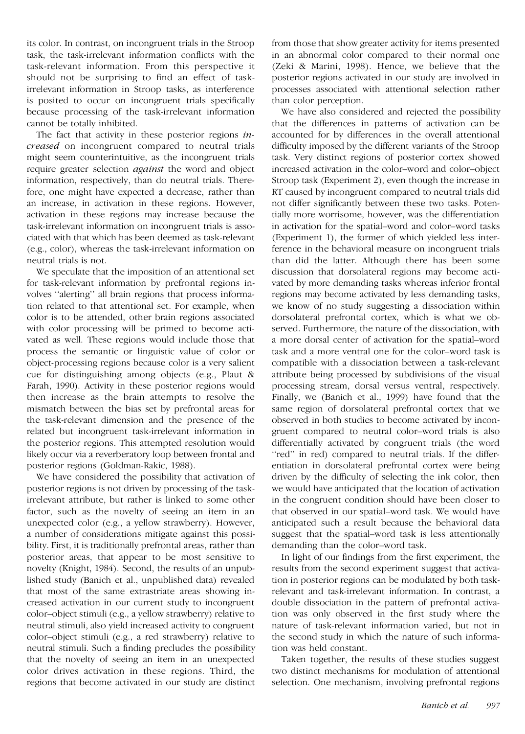its color. In contrast, on incongruent trials in the Stroop task, the task-irrelevant information conflicts with the task-relevant information. From this perspective it should not be surprising to find an effect of task-irrelevant information in Stroop tasks, as interference is posited to occur on incongruent trials specifically because processing of the task-irrelevant information cannot be totally inhibited.

The fact that activity in these posterior regions *increased* on incongruent compared to neutral trials might seem counterintuitive, as the incongruent trials require greater selection *against* the word and object information, respectively, than do neutral trials. Therefore, one might have expected a decrease, rather than an increase, in activation in these regions. However, activation in these regions may increase because the task-irrelevant information on incongruent trials is associated with that which has been deemed as task-relevant (e.g., color), whereas the task-irrelevant information on neutral trials is not.

We speculate that the imposition of an attentional set for task-relevant information by prefrontal regions involves ''alerting'' all brain regions that process information related to that attentional set. For example, when color is to be attended, other brain regions associated with color processing will be primed to become activated as well. These regions would include those that process the semantic or linguistic value of color or object-processing regions because color is a very salient cue for distinguishing among objects (e.g., Plaut & Farah, 1990). Activity in these posterior regions would then increase as the brain attempts to resolve the mismatch between the bias set by prefrontal areas for the task-relevant dimension and the presence of the related but incongruent task-irrelevant information in the posterior regions. This attempted resolution would likely occur via a reverberatory loop between frontal and posterior regions (Goldman-Rakic, 1988).

We have considered the possibility that activation of posterior regions is not driven by processing of the task-irrelevant attribute, but rather is linked to some other factor, such as the novelty of seeing an item in an unexpected color (e.g., a yellow strawberry). However, a number of considerations mitigate against this possibility. First, it is traditionally prefrontal areas, rather than posterior areas, that appear to be most sensitive to novelty (Knight, 1984). Second, the results of an unpublished study (Banich et al., unpublished data) revealed that most of the same extrastriate areas showing increased activation in our current study to incongruent color–object stimuli (e.g., a yellow strawberry) relative to neutral stimuli, also yield increased activity to congruent color–object stimuli (e.g., a red strawberry) relative to neutral stimuli. Such a finding precludes the possibility that the novelty of seeing an item in an unexpected color drives activation in these regions. Third, the regions that become activated in our study are distinct from those that show greater activity for items presented in an abnormal color compared to their normal one (Zeki & Marini, 1998). Hence, we believe that the posterior regions activated in our study are involved in processes associated with attentional selection rather than color perception.

We have also considered and rejected the possibility that the differences in patterns of activation can be accounted for by differences in the overall attentional difficulty imposed by the different variants of the Stroop task. Very distinct regions of posterior cortex showed increased activation in the color–word and color–object Stroop task (Experiment 2), even though the increase in RT caused by incongruent compared to neutral trials did not differ significantly between these two tasks. Potentially more worrisome, however, was the differentiation in activation for the spatial–word and color–word tasks (Experiment 1), the former of which yielded less interference in the behavioral measure on incongruent trials than did the latter. Although there has been some discussion that dorsolateral regions may become activated by more demanding tasks whereas inferior frontal regions may become activated by less demanding tasks, we know of no study suggesting a dissociation within dorsolateral prefrontal cortex, which is what we observed. Furthermore, the nature of the dissociation, with a more dorsal center of activation for the spatial–word task and a more ventral one for the color–word task is compatible with a dissociation between a task-relevant attribute being processed by subdivisions of the visual processing stream, dorsal versus ventral, respectively. Finally, we (Banich et al., 1999) have found that the same region of dorsolateral prefrontal cortex that we observed in both studies to become activated by incongruent compared to neutral color–word trials is also differentially activated by congruent trials (the word ''red'' in red) compared to neutral trials. If the differentiation in dorsolateral prefrontal cortex were being driven by the difficulty of selecting the ink color, then we would have anticipated that the location of activation in the congruent condition should have been closer to that observed in our spatial–word task. We would have anticipated such a result because the behavioral data suggest that the spatial–word task is less attentionally demanding than the color–word task.

In light of our findings from the first experiment, the results from the second experiment suggest that activation in posterior regions can be modulated by both task-relevant and task-irrelevant information. In contrast, a double dissociation in the pattern of prefrontal activation was only observed in the first study where the nature of task-relevant information varied, but not in the second study in which the nature of such information was held constant.

Taken together, the results of these studies suggest two distinct mechanisms for modulation of attentional selection. One mechanism, involving prefrontal regions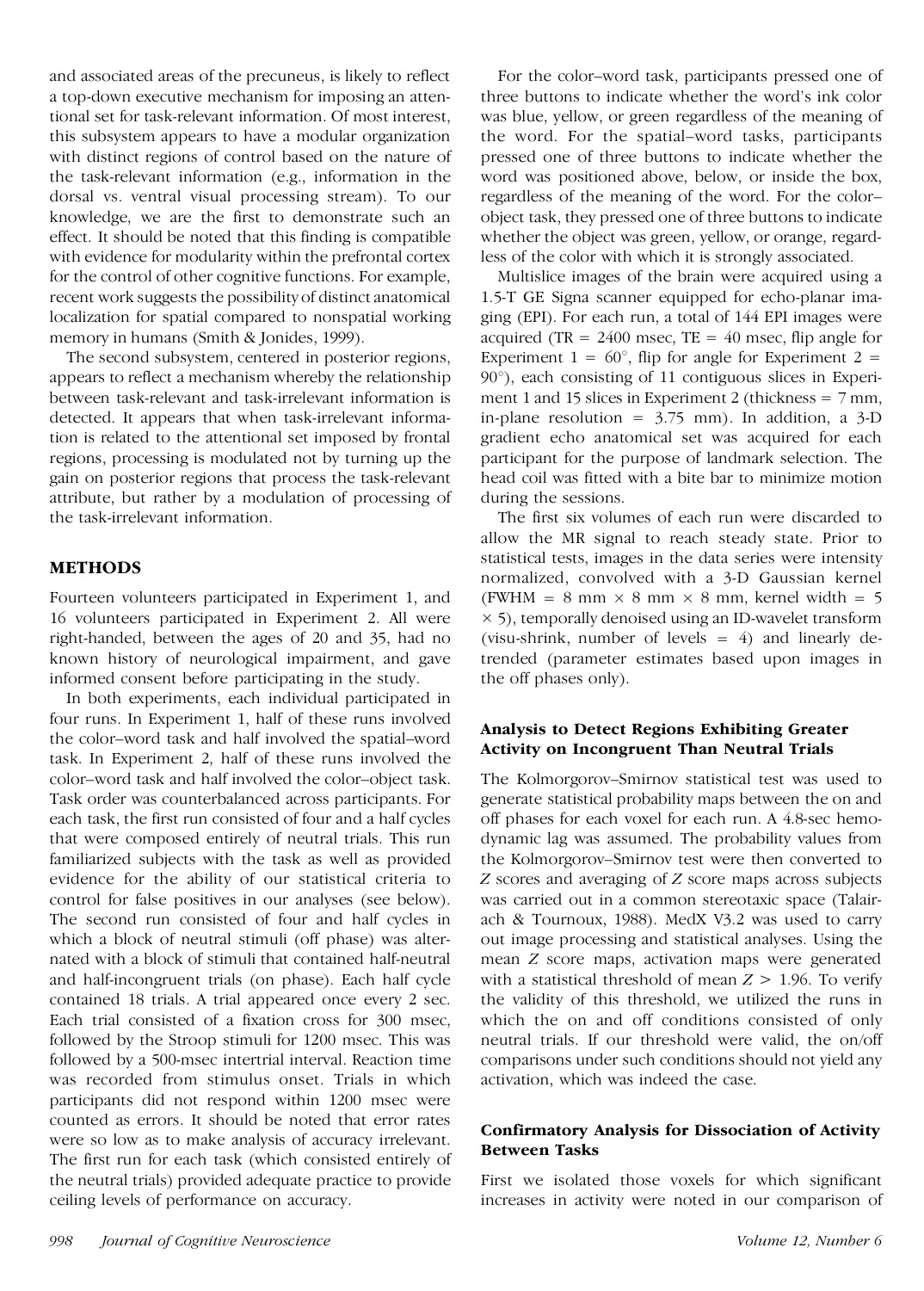and associated areas of the precuneus, is likely to reflect a top-down executive mechanism for imposing an attentional set for task-relevant information. Of most interest, this subsystem appears to have a modular organization with distinct regions of control based on the nature of the task-relevant information (e.g., information in the dorsal vs. ventral visual processing stream). To our knowledge, we are the first to demonstrate such an effect. It should be noted that this finding is compatible with evidence for modularity within the prefrontal cortex for the control of other cognitive functions. For example, recent work suggests the possibility of distinct anatomical localization for spatial compared to nonspatial working memory in humans (Smith & Jonides, 1999).

The second subsystem, centered in posterior regions, appears to reflect a mechanism whereby the relationship between task-relevant and task-irrelevant information is detected. It appears that when task-irrelevant information is related to the attentional set imposed by frontal regions, processing is modulated not by turning up the gain on posterior regions that process the task-relevant attribute, but rather by a modulation of processing of the task-irrelevant information.

## METHODS

Fourteen volunteers participated in Experiment 1, and 16 volunteers participated in Experiment 2. All were right-handed, between the ages of 20 and 35, had no known history of neurological impairment, and gave informed consent before participating in the study.

In both experiments, each individual participated in four runs. In Experiment 1, half of these runs involved the color–word task and half involved the spatial–word task. In Experiment 2, half of these runs involved the color–word task and half involved the color–object task. Task order was counterbalanced across participants. For each task, the first run consisted of four and a half cycles that were composed entirely of neutral trials. This run familiarized subjects with the task as well as provided evidence for the ability of our statistical criteria to control for false positives in our analyses (see below). The second run consisted of four and half cycles in which a block of neutral stimuli (off phase) was alternated with a block of stimuli that contained half-neutral and half-incongruent trials (on phase). Each half cycle contained 18 trials. A trial appeared once every 2 sec. Each trial consisted of a fixation cross for 300 msec, followed by the Stroop stimuli for 1200 msec. This was followed by a 500-msec intertrial interval. Reaction time was recorded from stimulus onset. Trials in which participants did not respond within 1200 msec were counted as errors. It should be noted that error rates were so low as to make analysis of accuracy irrelevant. The first run for each task (which consisted entirely of the neutral trials) provided adequate practice to provide ceiling levels of performance on accuracy.

For the color–word task, participants pressed one of three buttons to indicate whether the word's ink color was blue, yellow, or green regardless of the meaning of the word. For the spatial–word tasks, participants pressed one of three buttons to indicate whether the word was positioned above, below, or inside the box, regardless of the meaning of the word. For the color–object task, they pressed one of three buttons to indicate whether the object was green, yellow, or orange, regardless of the color with which it is strongly associated.

Multislice images of the brain were acquired using a 1.5-T GE Signa scanner equipped for echo-planar imaging (EPI). For each run, a total of 144 EPI images were acquired (TR = 2400 msec, TE = 40 msec, flip angle for Experiment 1 = 60°, flip for angle for Experiment 2 = 90°), each consisting of 11 contiguous slices in Experiment 1 and 15 slices in Experiment 2 (thickness = 7 mm, in-plane resolution = 3.75 mm). In addition, a 3-D gradient echo anatomical set was acquired for each participant for the purpose of landmark selection. The head coil was fitted with a bite bar to minimize motion during the sessions.

The first six volumes of each run were discarded to allow the MR signal to reach steady state. Prior to statistical tests, images in the data series were intensity normalized, convolved with a 3-D Gaussian kernel (FWHM = 8 mm × 8 mm × 8 mm, kernel width = 5 × 5), temporally denoised using an ID-wavelet transform (visu-shrink, number of levels = 4) and linearly detrended (parameter estimates based upon images in the off phases only).

### Analysis to Detect Regions Exhibiting Greater Activity on Incongruent Than Neutral Trials

The Kolmorgorov–Smirnov statistical test was used to generate statistical probability maps between the on and off phases for each voxel for each run. A 4.8-sec hemodynamic lag was assumed. The probability values from the Kolmorgorov–Smirnov test were then converted to $Z$ scores and averaging of $Z$ score maps across subjects was carried out in a common stereotaxic space (Talairach & Tournoux, 1988). MedX V3.2 was used to carry out image processing and statistical analyses. Using the mean $Z$ score maps, activation maps were generated with a statistical threshold of mean $Z > 1.96$. To verify the validity of this threshold, we utilized the runs in which the on and off conditions consisted of only neutral trials. If our threshold were valid, the on/off comparisons under such conditions should not yield any activation, which was indeed the case.

### Confirmatory Analysis for Dissociation of Activity Between Tasks

First we isolated those voxels for which significant increases in activity were noted in our comparison of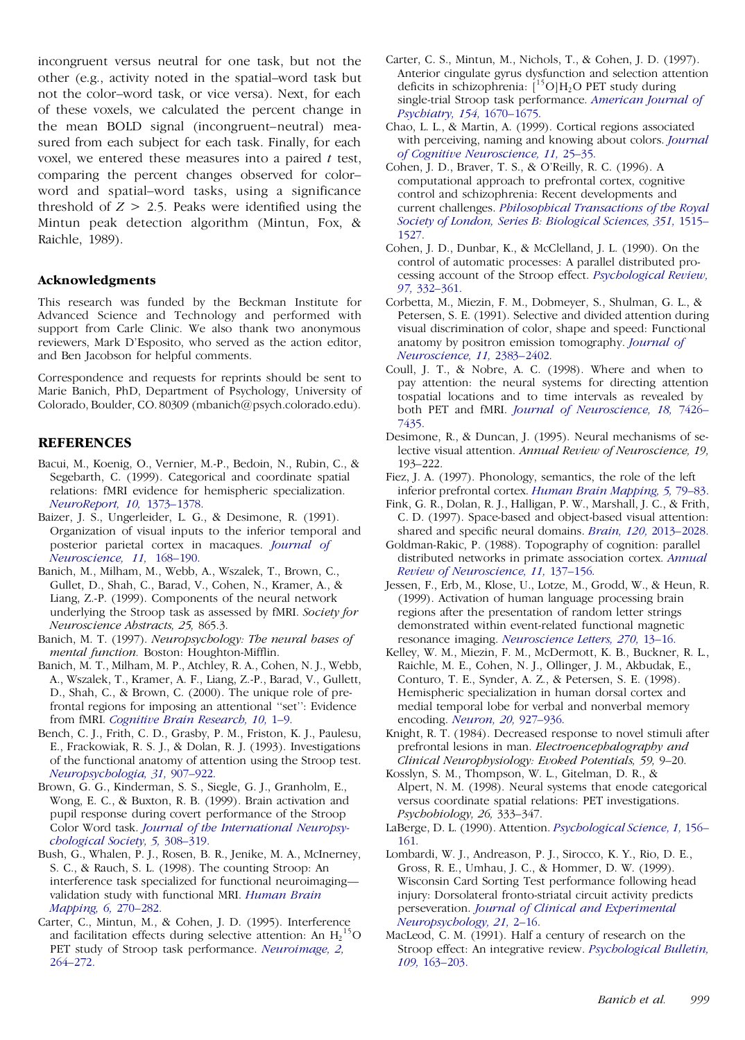incongruent versus neutral for one task, but not the other (e.g., activity noted in the spatial–word task but not the color–word task, or vice versa). Next, for each of these voxels, we calculated the percent change in the mean BOLD signal (incongruent–neutral) measured from each subject for each task. Finally, for each voxel, we entered these measures into a paired *t* test, comparing the percent changes observed for color–word and spatial–word tasks, using a significance threshold of $Z > 2.5$. Peaks were identified using the Mintun peak detection algorithm (Mintun, Fox, & Raichle, 1989).

## Acknowledgments

This research was funded by the Beckman Institute for Advanced Science and Technology and performed with support from Carle Clinic. We also thank two anonymous reviewers, Mark D'Esposito, who served as the action editor, and Ben Jacobson for helpful comments.

Correspondence and requests for reprints should be sent to Marie Banich, PhD, Department of Psychology, University of Colorado, Boulder, CO. 80309 (mbanich@psych.colorado.edu).

## REFERENCES

Bacui, M., Koenig, O., Vernier, M.-P., Bedoin, N., Rubin, C., & Segebarth, C. (1999). Categorical and coordinate spatial relations: fMRI evidence for hemispheric specialization. *NeuroReport, 10,* 1373–1378.

Baizer, J. S., Ungerleider, L. G., & Desimone, R. (1991). Organization of visual inputs to the inferior temporal and posterior parietal cortex in macaques. *Journal of Neuroscience, 11,* 168–190.

Banich, M., Milham, M., Webb, A., Wszalek, T., Brown, C., Gullet, D., Shah, C., Barad, V., Cohen, N., Kramer, A., & Liang, Z.-P. (1999). Components of the neural network underlying the Stroop task as assessed by fMRI. *Society for Neuroscience Abstracts, 25,* 865.3.

Banich, M. T. (1997). *Neuropsychology: The neural bases of mental function.* Boston: Houghton-Mifflin.

Banich, M. T., Milham, M. P., Atchley, R. A., Cohen, N. J., Webb, A., Wszalek, T., Kramer, A. F., Liang, Z.-P., Barad, V., Gullett, D., Shah, C., & Brown, C. (2000). The unique role of prefrontal regions for imposing an attentional "set": Evidence from fMRI. *Cognitive Brain Research, 10,* 1–9.

Bench, C. J., Frith, C. D., Grasby, P. M., Friston, K. J., Paulesu, E., Frackowiak, R. S. J., & Dolan, R. J. (1993). Investigations of the functional anatomy of attention using the Stroop test. *Neuropsychologia, 31,* 907–922.

Brown, G. G., Kinderman, S. S., Siegle, G. J., Granholm, E., Wong, E. C., & Buxton, R. B. (1999). Brain activation and pupil response during covert performance of the Stroop Color Word task. *Journal of the International Neuropsychological Society, 5,* 308–319.

Bush, G., Whalen, P. J., Rosen, B. R., Jenike, M. A., McInerney, S. C., & Rauch, S. L. (1998). The counting Stroop: An interference task specialized for functional neuroimaging—validation study with functional MRI. *Human Brain Mapping, 6,* 270–282.

Carter, C., Mintun, M., & Cohen, J. D. (1995). Interference and facilitation effects during selective attention: An $H_2{}^{15}O$ PET study of Stroop task performance. *Neuroimage, 2,* 264–272.

Carter, C. S., Mintun, M., Nichols, T., & Cohen, J. D. (1997). Anterior cingulate gyrus dysfunction and selection attention deficits in schizophrenia: $[^{15}O]H_2O$ PET study during single-trial Stroop task performance. *American Journal of Psychiatry, 154,* 1670–1675.

Chao, L. L., & Martin, A. (1999). Cortical regions associated with perceiving, naming and knowing about colors. *Journal of Cognitive Neuroscience, 11,* 25–35.

Cohen, J. D., Braver, T. S., & O'Reilly, R. C. (1996). A computational approach to prefrontal cortex, cognitive control and schizophrenia: Recent developments and current challenges. *Philosophical Transactions of the Royal Society of London, Series B: Biological Sciences, 351,* 1515–1527.

Cohen, J. D., Dunbar, K., & McClelland, J. L. (1990). On the control of automatic processes: A parallel distributed processing account of the Stroop effect. *Psychological Review, 97,* 332–361.

Corbetta, M., Miezin, F. M., Dobmeyer, S., Shulman, G. L., & Petersen, S. E. (1991). Selective and divided attention during visual discrimination of color, shape and speed: Functional anatomy by positron emission tomography. *Journal of Neuroscience, 11,* 2383–2402.

Coull, J. T., & Nobre, A. C. (1998). Where and when to pay attention: the neural systems for directing attention tospatial locations and to time intervals as revealed by both PET and fMRI. *Journal of Neuroscience, 18,* 7426–7435.

Desimone, R., & Duncan, J. (1995). Neural mechanisms of selective visual attention. *Annual Review of Neuroscience, 19,* 193–222.

Fiez, J. A. (1997). Phonology, semantics, the role of the left inferior prefrontal cortex. *Human Brain Mapping, 5,* 79–83.

Fink, G. R., Dolan, R. J., Halligan, P. W., Marshall, J. C., & Frith, C. D. (1997). Space-based and object-based visual attention: shared and specific neural domains. *Brain, 120,* 2013–2028.

Goldman-Rakic, P. (1988). Topography of cognition: parallel distributed networks in primate association cortex. *Annual Review of Neuroscience, 11,* 137–156.

Jessen, F., Erb, M., Klose, U., Lotze, M., Grodd, W., & Heun, R. (1999). Activation of human language processing brain regions after the presentation of random letter strings demonstrated within event-related functional magnetic resonance imaging. *Neuroscience Letters, 270,* 13–16.

Kelley, W. M., Miezin, F. M., McDermott, K. B., Buckner, R. L., Raichle, M. E., Cohen, N. J., Ollinger, J. M., Akbudak, E., Conturo, T. E., Synder, A. Z., & Petersen, S. E. (1998). Hemispheric specialization in human dorsal cortex and medial temporal lobe for verbal and nonverbal memory encoding. *Neuron, 20,* 927–936.

Knight, R. T. (1984). Decreased response to novel stimuli after prefrontal lesions in man. *Electroencephalography and Clinical Neurophysiology: Evoked Potentials, 59,* 9–20.

Kosslyn, S. M., Thompson, W. L., Gitelman, D. R., & Alpert, N. M. (1998). Neural systems that enode categorical versus coordinate spatial relations: PET investigations. *Psychobiology, 26,* 333–347.

LaBerge, D. L. (1990). Attention. *Psychological Science, 1,* 156–161.

Lombardi, W. J., Andreason, P. J., Sirocco, K. Y., Rio, D. E., Gross, R. E., Umhau, J. C., & Hommer, D. W. (1999). Wisconsin Card Sorting Test performance following head injury: Dorsolateral fronto-striatal circuit activity predicts perseveration. *Journal of Clinical and Experimental Neuropsychology, 21,* 2–16.

MacLeod, C. M. (1991). Half a century of research on the Stroop effect: An integrative review. *Psychological Bulletin, 109,* 163–203.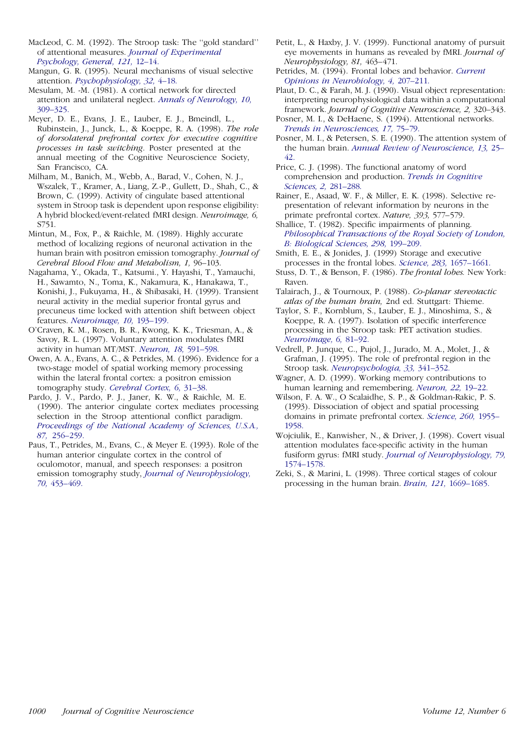MacLeod, C. M. (1992). The Stroop task: The "gold standard" of attentional measures. *Journal of Experimental Psychology, General, 121,* 12–14.

Mangun, G. R. (1995). Neural mechanisms of visual selective attention. *Psychophysiology, 32,* 4–18.

Mesulam, M. -M. (1981). A cortical network for directed attention and unilateral neglect. *Annals of Neurology, 10,* 309–325.

Meyer, D. E., Evans, J. E., Lauber, E. J., Bmeindl, L., Rubinstein, J., Junck, L., & Koeppe, R. A. (1998). *The role of dorsolateral prefrontal cortex for executive cognitive processes in task switching.* Poster presented at the annual meeting of the Cognitive Neuroscience Society, San Francisco, CA.

Milham, M., Banich, M., Webb, A., Barad, V., Cohen, N. J., Wszalek, T., Kramer, A., Liang, Z.-P., Gullett, D., Shah, C., & Brown, C. (1999). Activity of cingulate based attentional system in Stroop task is dependent upon response eligibility: A hybrid blocked/event-related fMRI design. *Neuroimage, 6,* S751.

Mintun, M., Fox, P., & Raichle, M. (1989). Highly accurate method of localizing regions of neuronal activation in the human brain with positron emission tomography. *Journal of Cerebral Blood Flow and Metabolism, 1,* 96–103.

Nagahama, Y., Okada, T., Katsumi., Y. Hayashi, T., Yamauchi, H., Sawamto, N., Toma, K., Nakamura, K., Hanakawa, T., Konishi, J., Fukuyama, H., & Shibasaki, H. (1999). Transient neural activity in the medial superior frontal gyrus and precuneus time locked with attention shift between object features. *Neuroimage, 10,* 193–199.

O'Craven, K. M., Rosen, B. R., Kwong, K. K., Triesman, A., & Savoy, R. L. (1997). Voluntary attention modulates fMRI activity in human MT/MST. *Neuron, 18,* 591–598.

Owen, A. A., Evans, A. C., & Petrides, M. (1996). Evidence for a two-stage model of spatial working memory processing within the lateral frontal cortex: a positron emission tomography study. *Cerebral Cortex, 6,* 31–38.

Pardo, J. V., Pardo, P. J., Janer, K. W., & Raichle, M. E. (1990). The anterior cingulate cortex mediates processing selection in the Stroop attentional conflict paradigm. *Proceedings of the National Academy of Sciences, U.S.A., 87,* 256–259.

Paus, T., Petrides, M., Evans, C., & Meyer E. (1993). Role of the human anterior cingulate cortex in the control of oculomotor, manual, and speech responses: a positron emission tomography study, *Journal of Neurophysiology, 70,* 453–469.

Petit, L., & Haxby, J. V. (1999). Functional anatomy of pursuit eye movements in humans as revealed by fMRI. *Journal of Neurophysiology, 81,* 463–471.

Petrides, M. (1994). Frontal lobes and behavior. *Current Opinions in Neurobiology, 4,* 207–211.

Plaut, D. C., & Farah, M. J. (1990). Visual object representation: interpreting neurophysiological data within a computational framework. *Journal of Cognitive Neuroscience, 2,* 320–343.

Posner, M. I., & DeHaene, S. (1994). Attentional networks. *Trends in Neurosciences, 17,* 75–79.

Posner, M. I., & Petersen, S. E. (1990). The attention system of the human brain. *Annual Review of Neuroscience, 13,* 25–42.

Price, C. J. (1998). The functional anatomy of word comprehension and production. *Trends in Cognitive Sciences, 2,* 281–288.

Rainer, E., Asaad, W. F., & Miller, E. K. (1998). Selective representation of relevant information by neurons in the primate prefrontal cortex. *Nature, 393,* 577–579.

Shallice, T. (1982). Specific impairments of planning. *Philosophical Transactions of the Royal Society of London, B: Biological Sciences, 298,* 199–209.

Smith, E. E., & Jonides, J. (1999) Storage and executive processes in the frontal lobes. *Science, 283,* 1657–1661.

Stuss, D. T., & Benson, F. (1986). *The frontal lobes.* New York: Raven.

Talairach, J., & Tournoux, P. (1988). *Co-planar stereotactic atlas of the human brain,* 2nd ed. Stuttgart: Thieme.

Taylor, S. F., Kornblum, S., Lauber, E. J., Minoshima, S., & Koeppe, R. A. (1997). Isolation of specific interference processing in the Stroop task: PET activation studies. *Neuroimage, 6,* 81–92.

Vedrell, P. Junque, C., Pujol, J., Jurado, M. A., Molet, J., & Grafman, J. (1995). The role of prefrontal region in the Stroop task. *Neuropsychologia, 33,* 341–352.

Wagner, A. D. (1999). Working memory contributions to human learning and remembering. *Neuron, 22,* 19–22.

Wilson, F. A. W., O Scalaidhe, S. P., & Goldman-Rakic, P. S. (1993). Dissociation of object and spatial processing domains in primate prefrontal cortex. *Science, 260,* 1955–1958.

Wojciulik, E., Kanwisher, N., & Driver, J. (1998). Covert visual attention modulates face-specific activity in the human fusiform gyrus: fMRI study. *Journal of Neurophysiology, 79,* 1574–1578.

Zeki, S., & Marini, L. (1998). Three cortical stages of colour processing in the human brain. *Brain, 121,* 1669–1685.